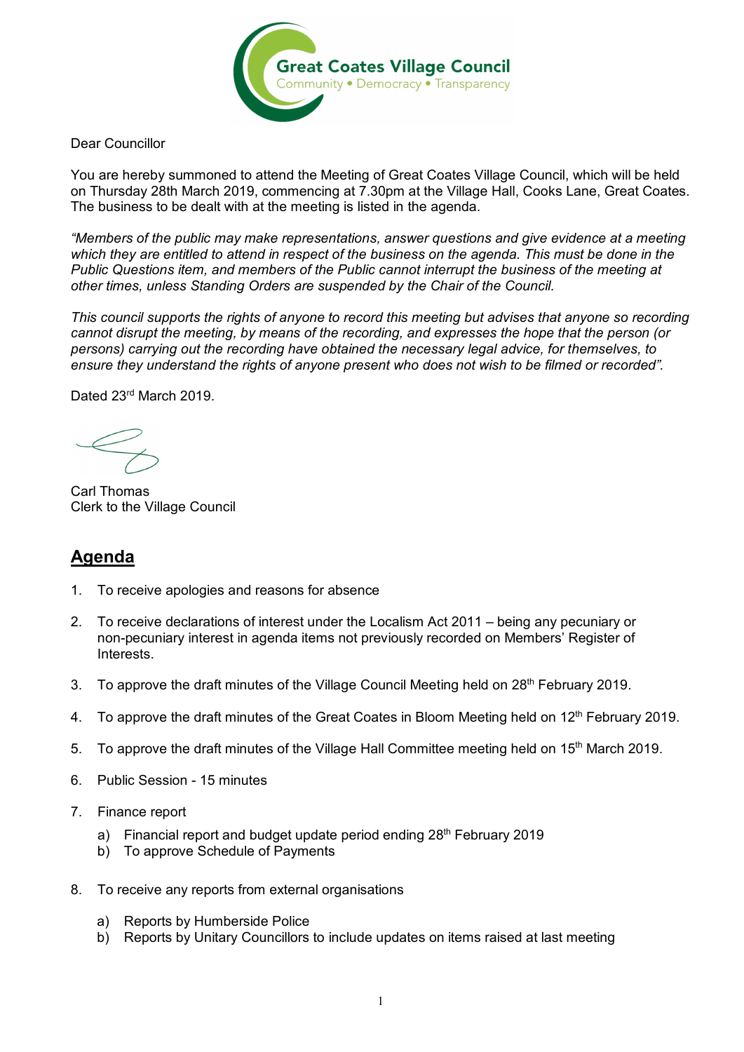Great Coates Village Council
Community • Democracy • Transparency

Dear Councillor

You are hereby summoned to attend the Meeting of Great Coates Village Council, which will be held on Thursday 28th March 2019, commencing at 7.30pm at the Village Hall, Cooks Lane, Great Coates. The business to be dealt with at the meeting is listed in the agenda.

*"Members of the public may make representations, answer questions and give evidence at a meeting which they are entitled to attend in respect of the business on the agenda. This must be done in the Public Questions item, and members of the Public cannot interrupt the business of the meeting at other times, unless Standing Orders are suspended by the Chair of the Council.*

*This council supports the rights of anyone to record this meeting but advises that anyone so recording cannot disrupt the meeting, by means of the recording, and expresses the hope that the person (or persons) carrying out the recording have obtained the necessary legal advice, for themselves, to ensure they understand the rights of anyone present who does not wish to be filmed or recorded".*

Dated 23rd March 2019.

Carl Thomas
Clerk to the Village Council

## Agenda

1. To receive apologies and reasons for absence
2. To receive declarations of interest under the Localism Act 2011 – being any pecuniary or non-pecuniary interest in agenda items not previously recorded on Members' Register of Interests.
3. To approve the draft minutes of the Village Council Meeting held on 28th February 2019.
4. To approve the draft minutes of the Great Coates in Bloom Meeting held on 12th February 2019.
5. To approve the draft minutes of the Village Hall Committee meeting held on 15th March 2019.
6. Public Session - 15 minutes
7. Finance report
   a) Financial report and budget update period ending 28th February 2019
   b) To approve Schedule of Payments
8. To receive any reports from external organisations
   a) Reports by Humberside Police
   b) Reports by Unitary Councillors to include updates on items raised at last meeting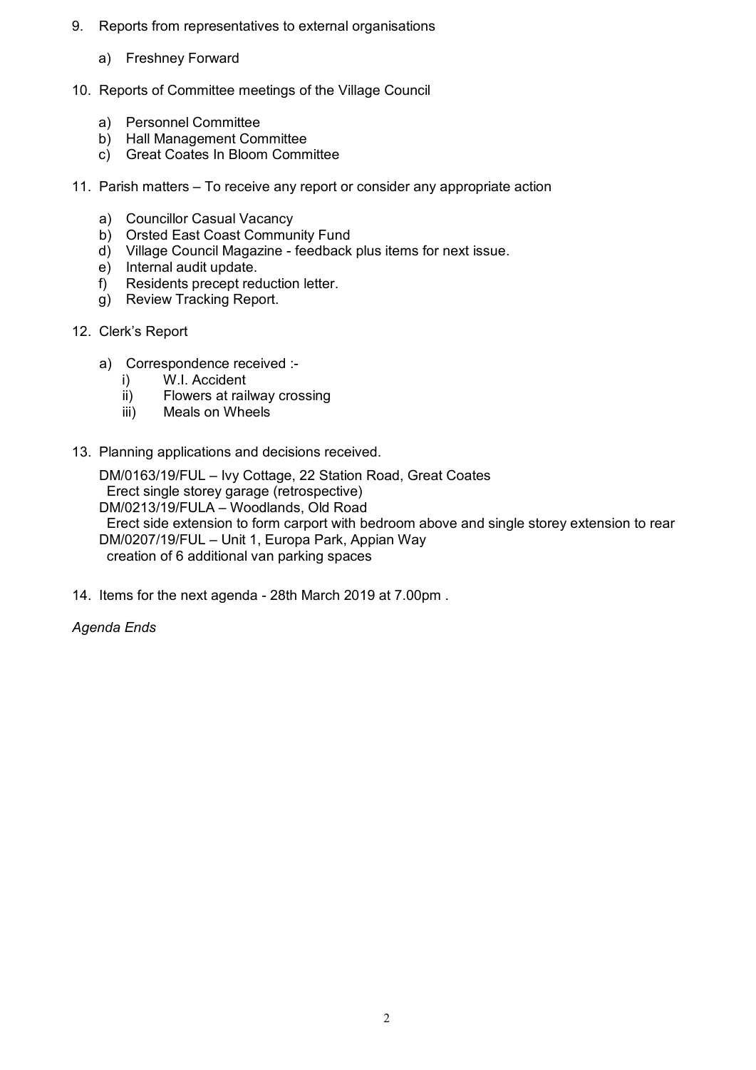9. Reports from representatives to external organisations

   a) Freshney Forward

10. Reports of Committee meetings of the Village Council

    a) Personnel Committee
    b) Hall Management Committee
    c) Great Coates In Bloom Committee

11. Parish matters – To receive any report or consider any appropriate action

    a) Councillor Casual Vacancy
    b) Orsted East Coast Community Fund
    d) Village Council Magazine - feedback plus items for next issue.
    e) Internal audit update.
    f) Residents precept reduction letter.
    g) Review Tracking Report.

12. Clerk's Report

    a) Correspondence received :-
       i) W.I. Accident
       ii) Flowers at railway crossing
       iii) Meals on Wheels

13. Planning applications and decisions received.

    DM/0163/19/FUL – Ivy Cottage, 22 Station Road, Great Coates
    Erect single storey garage (retrospective)
    DM/0213/19/FULA – Woodlands, Old Road
    Erect side extension to form carport with bedroom above and single storey extension to rear
    DM/0207/19/FUL – Unit 1, Europa Park, Appian Way
    creation of 6 additional van parking spaces

14. Items for the next agenda - 28th March 2019 at 7.00pm .

*Agenda Ends*